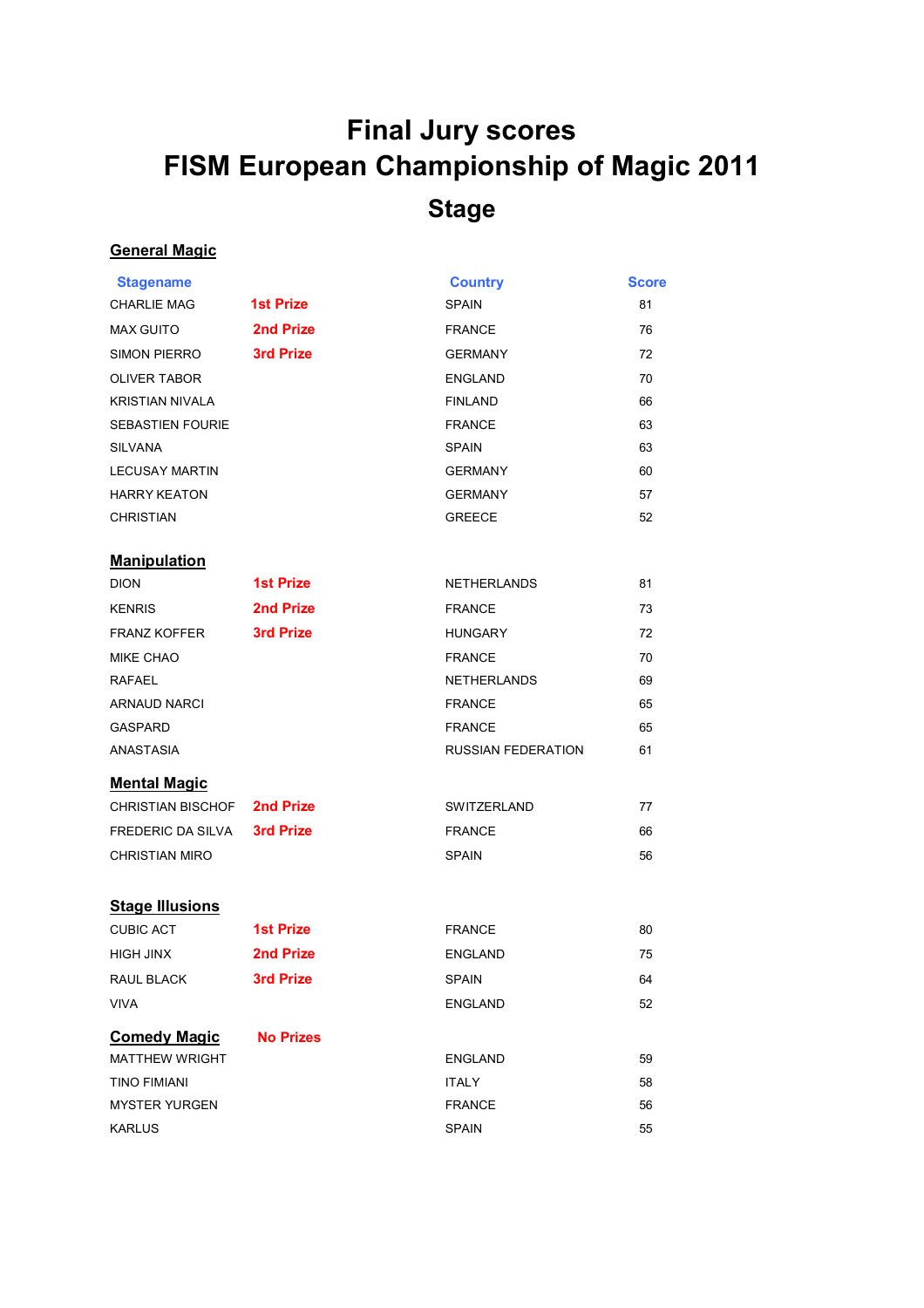# Final Jury scores
# FISM European Championship of Magic 2011
## Stage

### General Magic

| Stagename | | Country | Score |
|---|---|---|---|
| CHARLIE MAG | 1st Prize | SPAIN | 81 |
| MAX GUITO | 2nd Prize | FRANCE | 76 |
| SIMON PIERRO | 3rd Prize | GERMANY | 72 |
| OLIVER TABOR | | ENGLAND | 70 |
| KRISTIAN NIVALA | | FINLAND | 66 |
| SEBASTIEN FOURIE | | FRANCE | 63 |
| SILVANA | | SPAIN | 63 |
| LECUSAY MARTIN | | GERMANY | 60 |
| HARRY KEATON | | GERMANY | 57 |
| CHRISTIAN | | GREECE | 52 |

### Manipulation

| Stagename | | Country | Score |
|---|---|---|---|
| DION | 1st Prize | NETHERLANDS | 81 |
| KENRIS | 2nd Prize | FRANCE | 73 |
| FRANZ KOFFER | 3rd Prize | HUNGARY | 72 |
| MIKE CHAO | | FRANCE | 70 |
| RAFAEL | | NETHERLANDS | 69 |
| ARNAUD NARCI | | FRANCE | 65 |
| GASPARD | | FRANCE | 65 |
| ANASTASIA | | RUSSIAN FEDERATION | 61 |

### Mental Magic

| Stagename | | Country | Score |
|---|---|---|---|
| CHRISTIAN BISCHOF | 2nd Prize | SWITZERLAND | 77 |
| FREDERIC DA SILVA | 3rd Prize | FRANCE | 66 |
| CHRISTIAN MIRO | | SPAIN | 56 |

### Stage Illusions

| Stagename | | Country | Score |
|---|---|---|---|
| CUBIC ACT | 1st Prize | FRANCE | 80 |
| HIGH JINX | 2nd Prize | ENGLAND | 75 |
| RAUL BLACK | 3rd Prize | SPAIN | 64 |
| VIVA | | ENGLAND | 52 |

### Comedy Magic — No Prizes

| Stagename | | Country | Score |
|---|---|---|---|
| MATTHEW WRIGHT | | ENGLAND | 59 |
| TINO FIMIANI | | ITALY | 58 |
| MYSTER YURGEN | | FRANCE | 56 |
| KARLUS | | SPAIN | 55 |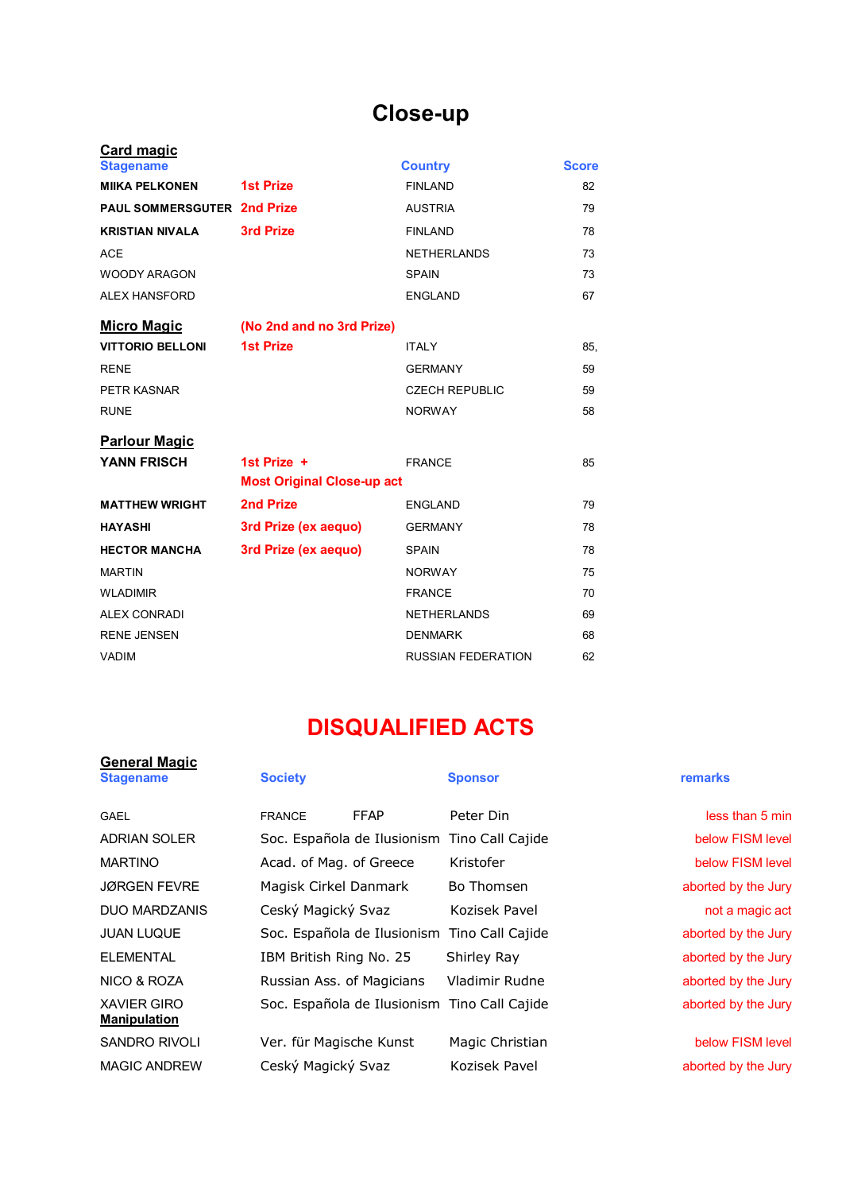# Close-up

## Card magic

| Stagename | | Country | Score |
|---|---|---|---|
| **MIIKA PELKONEN** | **1st Prize** | FINLAND | 82 |
| **PAUL SOMMERSGUTER** | **2nd Prize** | AUSTRIA | 79 |
| **KRISTIAN NIVALA** | **3rd Prize** | FINLAND | 78 |
| ACE | | NETHERLANDS | 73 |
| WOODY ARAGON | | SPAIN | 73 |
| ALEX HANSFORD | | ENGLAND | 67 |

## Micro Magic

**(No 2nd and no 3rd Prize)**

| Stagename | | Country | Score |
|---|---|---|---|
| **VITTORIO BELLONI** | **1st Prize** | ITALY | 85, |
| RENE | | GERMANY | 59 |
| PETR KASNAR | | CZECH REPUBLIC | 59 |
| RUNE | | NORWAY | 58 |

## Parlour Magic

| Stagename | | Country | Score |
|---|---|---|---|
| **YANN FRISCH** | **1st Prize + Most Original Close-up act** | FRANCE | 85 |
| **MATTHEW WRIGHT** | **2nd Prize** | ENGLAND | 79 |
| **HAYASHI** | **3rd Prize (ex aequo)** | GERMANY | 78 |
| **HECTOR MANCHA** | **3rd Prize (ex aequo)** | SPAIN | 78 |
| MARTIN | | NORWAY | 75 |
| WLADIMIR | | FRANCE | 70 |
| ALEX CONRADI | | NETHERLANDS | 69 |
| RENE JENSEN | | DENMARK | 68 |
| VADIM | | RUSSIAN FEDERATION | 62 |

# DISQUALIFIED ACTS

## General Magic

| Stagename | Society | Sponsor | remarks |
|---|---|---|---|
| GAEL | FRANCE FFAP | Peter Din | less than 5 min |
| ADRIAN SOLER | Soc. Española de Ilusionism | Tino Call Cajide | below FISM level |
| MARTINO | Acad. of Mag. of Greece | Kristofer | below FISM level |
| JØRGEN FEVRE | Magisk Cirkel Danmark | Bo Thomsen | aborted by the Jury |
| DUO MARDZANIS | Ceský Magický Svaz | Kozisek Pavel | not a magic act |
| JUAN LUQUE | Soc. Española de Ilusionism | Tino Call Cajide | aborted by the Jury |
| ELEMENTAL | IBM British Ring No. 25 | Shirley Ray | aborted by the Jury |
| NICO & ROZA | Russian Ass. of Magicians | Vladimir Rudne | aborted by the Jury |
| XAVIER GIRO | Soc. Española de Ilusionism | Tino Call Cajide | aborted by the Jury |

## Manipulation

| Stagename | Society | Sponsor | remarks |
|---|---|---|---|
| SANDRO RIVOLI | Ver. für Magische Kunst | Magic Christian | below FISM level |
| MAGIC ANDREW | Ceský Magický Svaz | Kozisek Pavel | aborted by the Jury |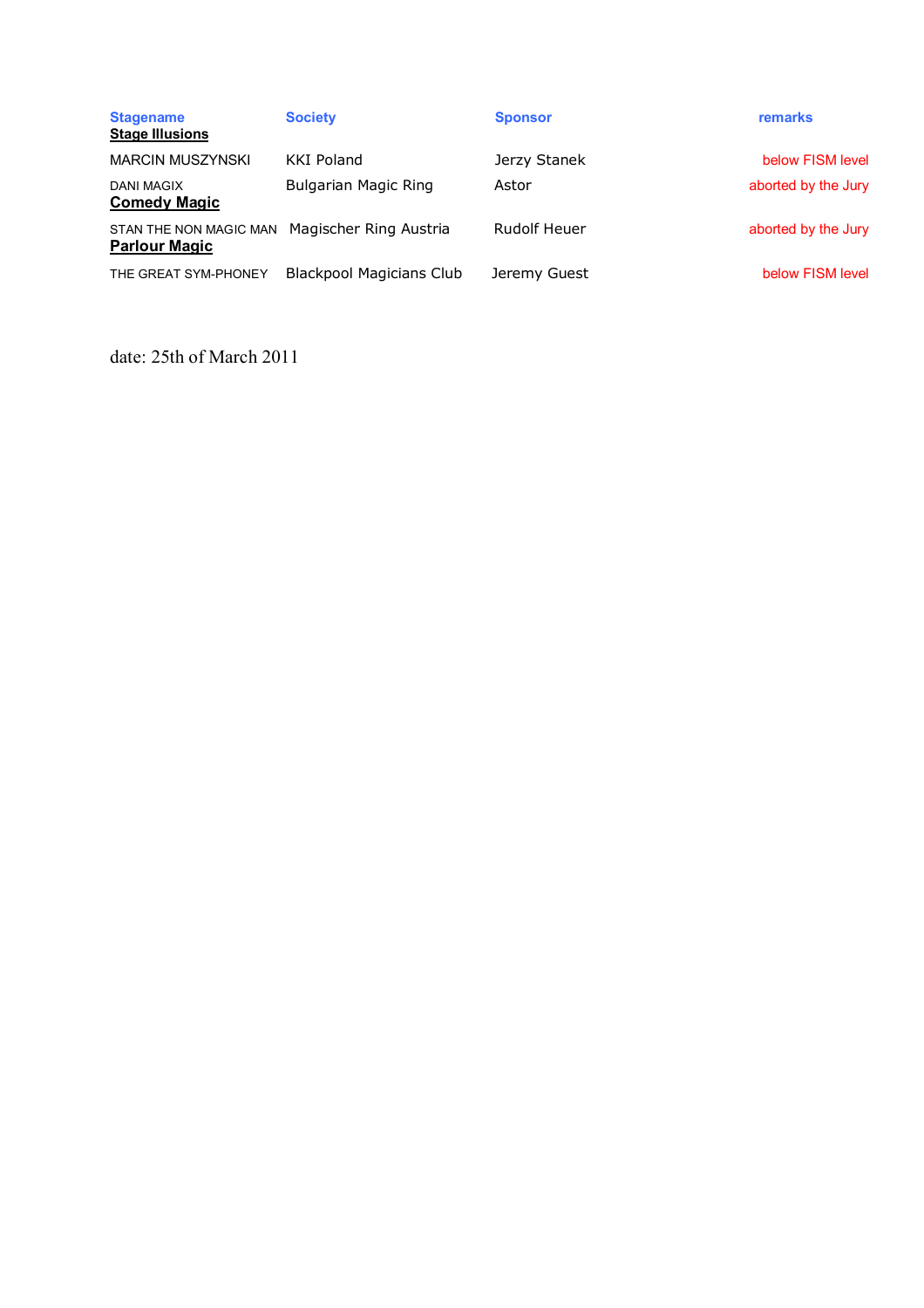| Stagename | Society | Sponsor | remarks |
|---|---|---|---|
| **Stage Illusions** | | | |
| MARCIN MUSZYNSKI | KKI Poland | Jerzy Stanek | below FISM level |
| DANI MAGIX | Bulgarian Magic Ring | Astor | aborted by the Jury |
| **Comedy Magic** | | | |
| STAN THE NON MAGIC MAN | Magischer Ring Austria | Rudolf Heuer | aborted by the Jury |
| **Parlour Magic** | | | |
| THE GREAT SYM-PHONEY | Blackpool Magicians Club | Jeremy Guest | below FISM level |

date: 25th of March 2011